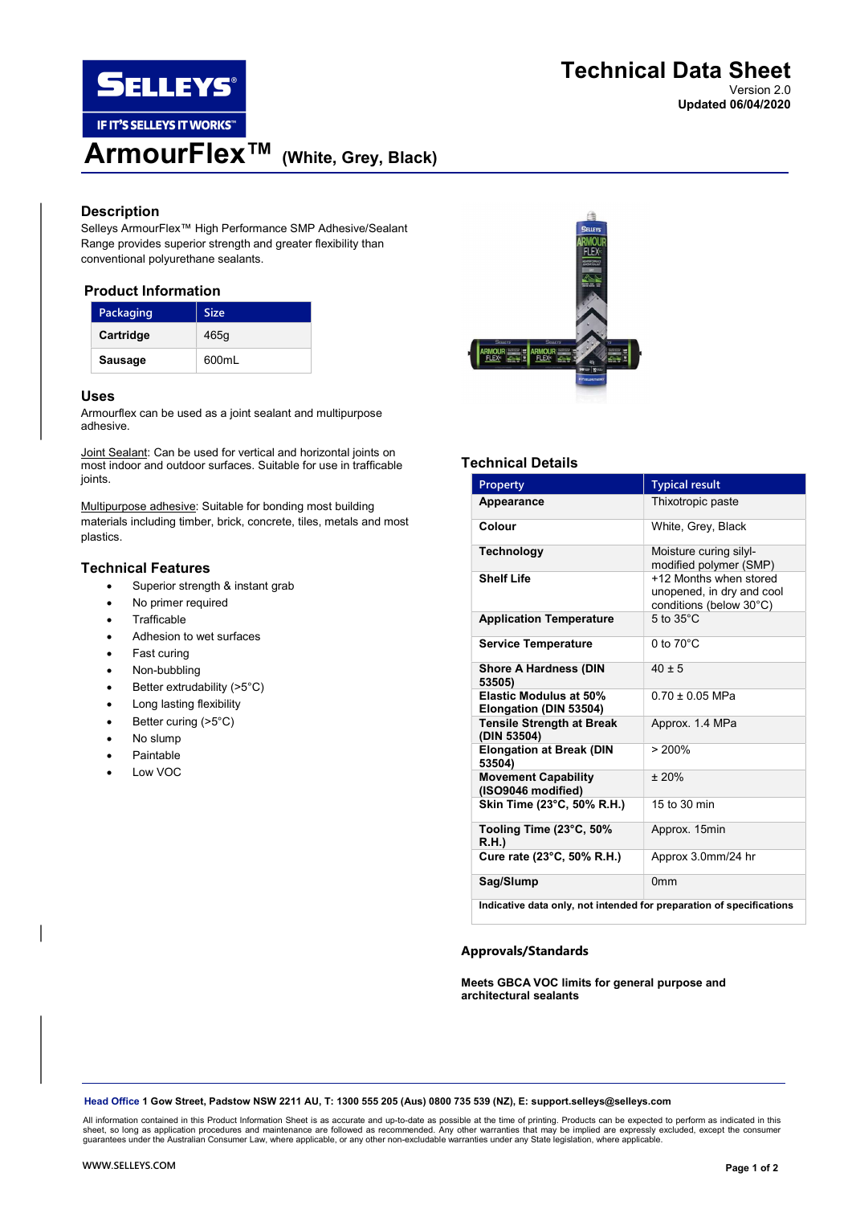# Technical Data Sheet

Version 2.0
**Updated 06/04/2020**

# ArmourFlex™ (White, Grey, Black)

## Description

Selleys ArmourFlex™ High Performance SMP Adhesive/Sealant Range provides superior strength and greater flexibility than conventional polyurethane sealants.

## Product Information

| Packaging | Size |
|---|---|
| **Cartridge** | 465g |
| **Sausage** | 600mL |

## Uses

Armourflex can be used as a joint sealant and multipurpose adhesive.

Joint Sealant: Can be used for vertical and horizontal joints on most indoor and outdoor surfaces. Suitable for use in trafficable joints.

Multipurpose adhesive: Suitable for bonding most building materials including timber, brick, concrete, tiles, metals and most plastics.

## Technical Features

- Superior strength & instant grab
- No primer required
- Trafficable
- Adhesion to wet surfaces
- Fast curing
- Non-bubbling
- Better extrudability (>5°C)
- Long lasting flexibility
- Better curing (>5°C)
- No slump
- Paintable
- Low VOC

## Technical Details

| Property | Typical result |
|---|---|
| **Appearance** | Thixotropic paste |
| **Colour** | White, Grey, Black |
| **Technology** | Moisture curing silyl-modified polymer (SMP) |
| **Shelf Life** | +12 Months when stored unopened, in dry and cool conditions (below 30°C) |
| **Application Temperature** | 5 to 35°C |
| **Service Temperature** | 0 to 70°C |
| **Shore A Hardness (DIN 53505)** | 40 ± 5 |
| **Elastic Modulus at 50% Elongation (DIN 53504)** | 0.70 ± 0.05 MPa |
| **Tensile Strength at Break (DIN 53504)** | Approx. 1.4 MPa |
| **Elongation at Break (DIN 53504)** | > 200% |
| **Movement Capability (ISO9046 modified)** | ± 20% |
| **Skin Time (23°C, 50% R.H.)** | 15 to 30 min |
| **Tooling Time (23°C, 50% R.H.)** | Approx. 15min |
| **Cure rate (23°C, 50% R.H.)** | Approx 3.0mm/24 hr |
| **Sag/Slump** | 0mm |
| **Indicative data only, not intended for preparation of specifications** | |

## Approvals/Standards

**Meets GBCA VOC limits for general purpose and architectural sealants**

**Head Office** 1 Gow Street, Padstow NSW 2211 AU, T: 1300 555 205 (Aus) 0800 735 539 (NZ), E: support.selleys@selleys.com

All information contained in this Product Information Sheet is as accurate and up-to-date as possible at the time of printing. Products can be expected to perform as indicated in this sheet, so long as application procedures and maintenance are followed as recommended. Any other warranties that may be implied are expressly excluded, except the consumer guarantees under the Australian Consumer Law, where applicable, or any other non-excludable warranties under any State legislation, where applicable.

WWW.SELLEYS.COM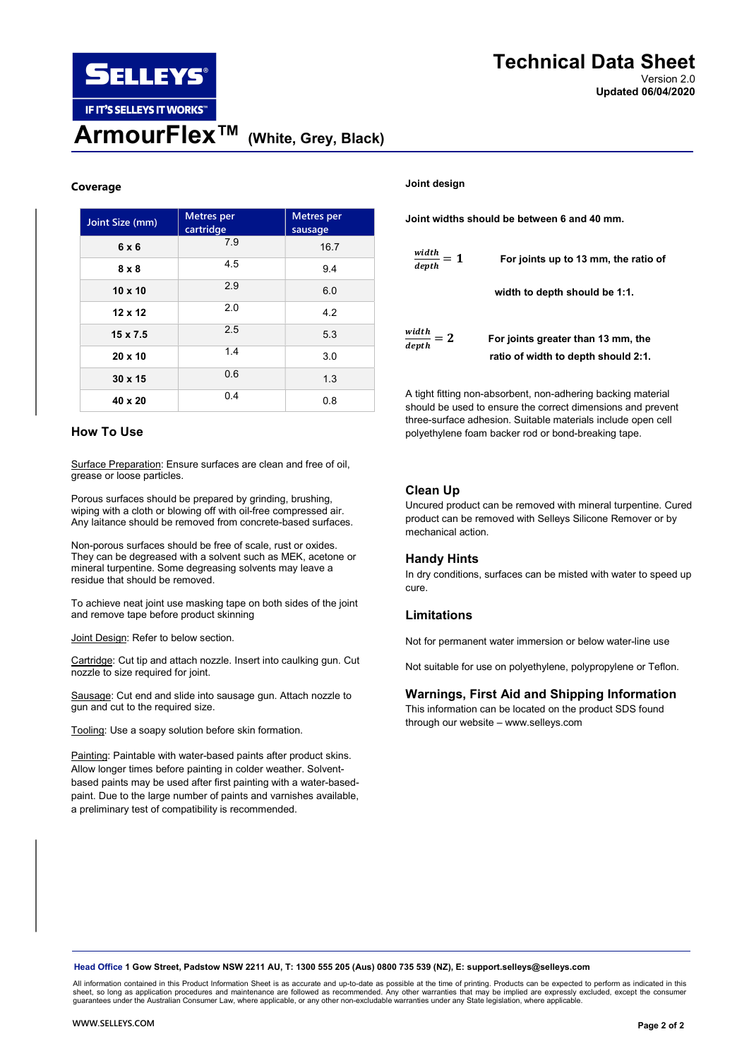# ArmourFlex™ (White, Grey, Black)

**Technical Data Sheet**
Version 2.0
**Updated 06/04/2020**

**Coverage**

| Joint Size (mm) | Metres per cartridge | Metres per sausage |
|---|---|---|
| **6 x 6** | 7.9 | 16.7 |
| **8 x 8** | 4.5 | 9.4 |
| **10 x 10** | 2.9 | 6.0 |
| **12 x 12** | 2.0 | 4.2 |
| **15 x 7.5** | 2.5 | 5.3 |
| **20 x 10** | 1.4 | 3.0 |
| **30 x 15** | 0.6 | 1.3 |
| **40 x 20** | 0.4 | 0.8 |

## How To Use

Surface Preparation: Ensure surfaces are clean and free of oil, grease or loose particles.

Porous surfaces should be prepared by grinding, brushing, wiping with a cloth or blowing off with oil-free compressed air. Any laitance should be removed from concrete-based surfaces.

Non-porous surfaces should be free of scale, rust or oxides. They can be degreased with a solvent such as MEK, acetone or mineral turpentine. Some degreasing solvents may leave a residue that should be removed.

To achieve neat joint use masking tape on both sides of the joint and remove tape before product skinning

Joint Design: Refer to below section.

Cartridge: Cut tip and attach nozzle. Insert into caulking gun. Cut nozzle to size required for joint.

Sausage: Cut end and slide into sausage gun. Attach nozzle to gun and cut to the required size.

Tooling: Use a soapy solution before skin formation.

Painting: Paintable with water-based paints after product skins. Allow longer times before painting in colder weather. Solvent-based paints may be used after first painting with a water-based-paint. Due to the large number of paints and varnishes available, a preliminary test of compatibility is recommended.

**Joint design**

**Joint widths should be between 6 and 40 mm.**

$$\frac{width}{depth} = 1$$

**For joints up to 13 mm, the ratio of width to depth should be 1:1.**

$$\frac{width}{depth} = 2$$

**For joints greater than 13 mm, the ratio of width to depth should 2:1.**

A tight fitting non-absorbent, non-adhering backing material should be used to ensure the correct dimensions and prevent three-surface adhesion. Suitable materials include open cell polyethylene foam backer rod or bond-breaking tape.

## Clean Up

Uncured product can be removed with mineral turpentine. Cured product can be removed with Selleys Silicone Remover or by mechanical action.

## Handy Hints

In dry conditions, surfaces can be misted with water to speed up cure.

## Limitations

Not for permanent water immersion or below water-line use

Not suitable for use on polyethylene, polypropylene or Teflon.

## Warnings, First Aid and Shipping Information

This information can be located on the product SDS found through our website – www.selleys.com

**Head Office 1 Gow Street, Padstow NSW 2211 AU, T: 1300 555 205 (Aus) 0800 735 539 (NZ), E: support.selleys@selleys.com**

All information contained in this Product Information Sheet is as accurate and up-to-date as possible at the time of printing. Products can be expected to perform as indicated in this sheet, so long as application procedures and maintenance are followed as recommended. Any other warranties that may be implied are expressly excluded, except the consumer guarantees under the Australian Consumer Law, where applicable, or any other non-excludable warranties under any State legislation, where applicable.